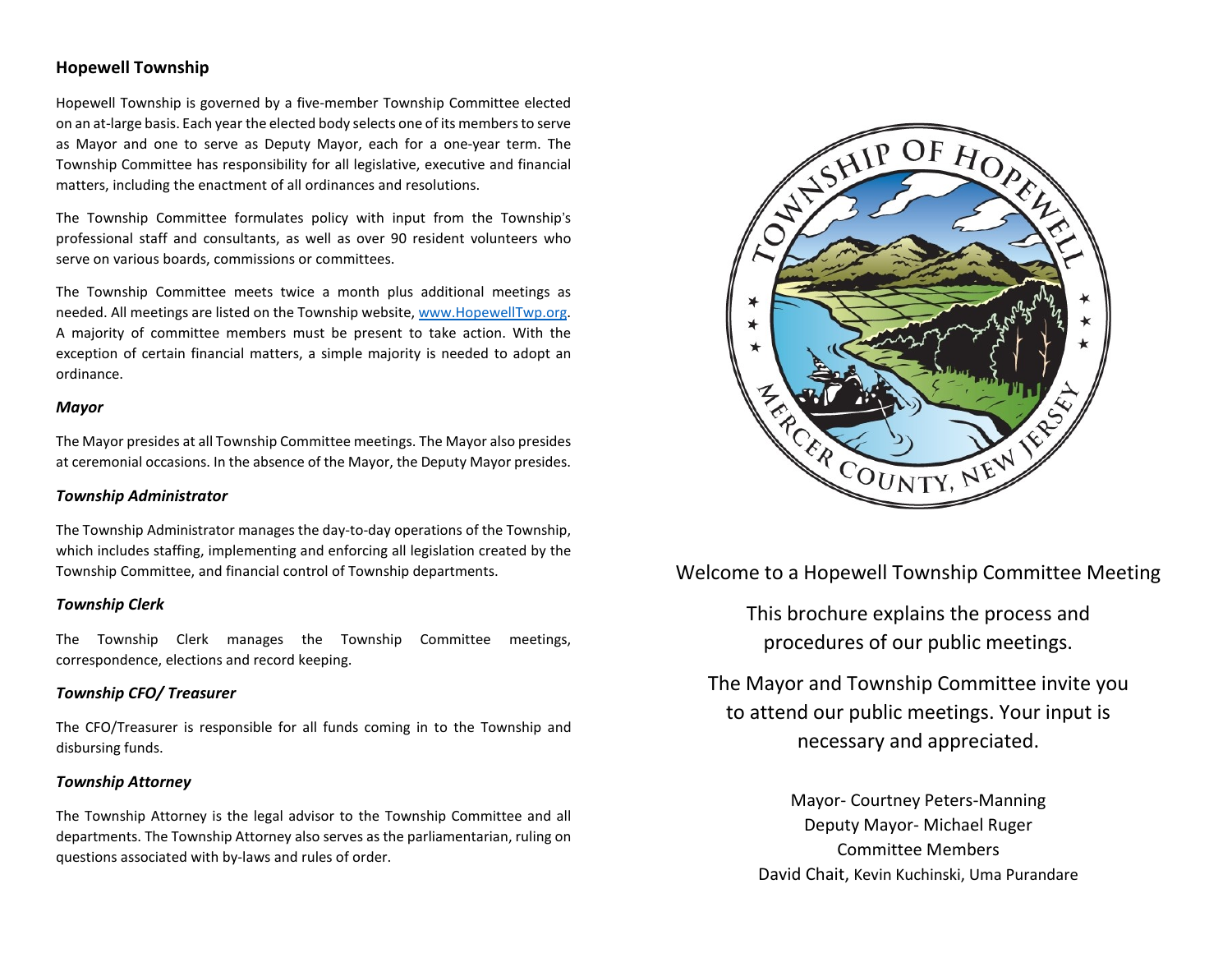## Hopewell Township

Hopewell Township is governed by a five-member Township Committee elected on an at-large basis. Each year the elected body selects one of its members to serve as Mayor and one to serve as Deputy Mayor, each for a one-year term. The Township Committee has responsibility for all legislative, executive and financial matters, including the enactment of all ordinances and resolutions.

The Township Committee formulates policy with input from the Township's professional staff and consultants, as well as over 90 resident volunteers who serve on various boards, commissions or committees.

The Township Committee meets twice a month plus additional meetings as needed. All meetings are listed on the Township website, [www.HopewellTwp.org](http://www.HopewellTwp.org). A majority of committee members must be present to take action. With the exception of certain financial matters, a simple majority is needed to adopt an ordinance.

### *Mayor*

The Mayor presides at all Township Committee meetings. The Mayor also presides at ceremonial occasions. In the absence of the Mayor, the Deputy Mayor presides.

### *Township Administrator*

The Township Administrator manages the day-to-day operations of the Township, which includes staffing, implementing and enforcing all legislation created by the Township Committee, and financial control of Township departments.

### *Township Clerk*

The Township Clerk manages the Township Committee meetings, correspondence, elections and record keeping.

### *Township CFO/ Treasurer*

The CFO/Treasurer is responsible for all funds coming in to the Township and disbursing funds.

### *Township Attorney*

The Township Attorney is the legal advisor to the Township Committee and all departments. The Township Attorney also serves as the parliamentarian, ruling on questions associated with by-laws and rules of order.

TOWNSHIP OF HOPEWELL

MERCER COUNTY, NEW JERSEY

Welcome to a Hopewell Township Committee Meeting

This brochure explains the process and procedures of our public meetings.

The Mayor and Township Committee invite you to attend our public meetings. Your input is necessary and appreciated.

Mayor- Courtney Peters-Manning
Deputy Mayor- Michael Ruger
Committee Members
David Chait, Kevin Kuchinski, Uma Purandare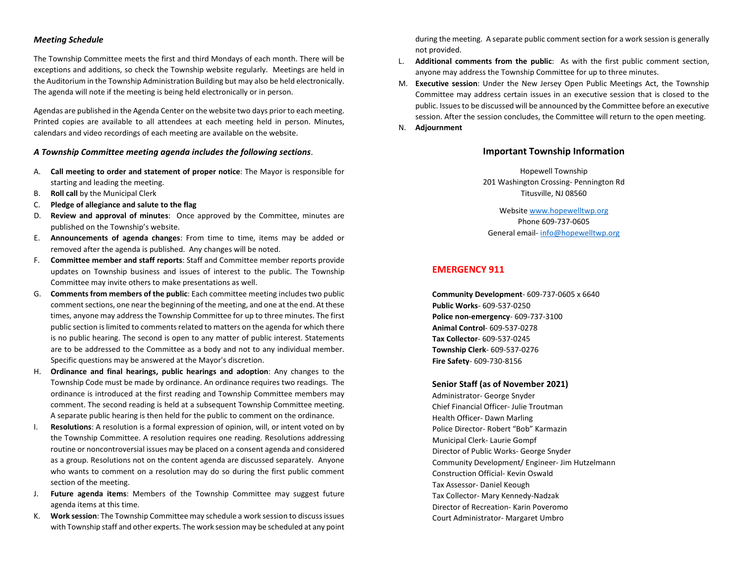*Meeting Schedule*

The Township Committee meets the first and third Mondays of each month. There will be exceptions and additions, so check the Township website regularly. Meetings are held in the Auditorium in the Township Administration Building but may also be held electronically. The agenda will note if the meeting is being held electronically or in person.

Agendas are published in the Agenda Center on the website two days prior to each meeting. Printed copies are available to all attendees at each meeting held in person. Minutes, calendars and video recordings of each meeting are available on the website.

***A Township Committee meeting agenda includes the following sections***.

A. **Call meeting to order and statement of proper notice**: The Mayor is responsible for starting and leading the meeting.
B. **Roll call** by the Municipal Clerk
C. **Pledge of allegiance and salute to the flag**
D. **Review and approval of minutes**: Once approved by the Committee, minutes are published on the Township's website.
E. **Announcements of agenda changes**: From time to time, items may be added or removed after the agenda is published. Any changes will be noted.
F. **Committee member and staff reports**: Staff and Committee member reports provide updates on Township business and issues of interest to the public. The Township Committee may invite others to make presentations as well.
G. **Comments from members of the public**: Each committee meeting includes two public comment sections, one near the beginning of the meeting, and one at the end. At these times, anyone may address the Township Committee for up to three minutes. The first public section is limited to comments related to matters on the agenda for which there is no public hearing. The second is open to any matter of public interest. Statements are to be addressed to the Committee as a body and not to any individual member. Specific questions may be answered at the Mayor's discretion.
H. **Ordinance and final hearings, public hearings and adoption**: Any changes to the Township Code must be made by ordinance. An ordinance requires two readings. The ordinance is introduced at the first reading and Township Committee members may comment. The second reading is held at a subsequent Township Committee meeting. A separate public hearing is then held for the public to comment on the ordinance.
I. **Resolutions**: A resolution is a formal expression of opinion, will, or intent voted on by the Township Committee. A resolution requires one reading. Resolutions addressing routine or noncontroversial issues may be placed on a consent agenda and considered as a group. Resolutions not on the content agenda are discussed separately. Anyone who wants to comment on a resolution may do so during the first public comment section of the meeting.
J. **Future agenda items**: Members of the Township Committee may suggest future agenda items at this time.
K. **Work session**: The Township Committee may schedule a work session to discuss issues with Township staff and other experts. The work session may be scheduled at any point during the meeting. A separate public comment section for a work session is generally not provided.
L. **Additional comments from the public**: As with the first public comment section, anyone may address the Township Committee for up to three minutes.
M. **Executive session**: Under the New Jersey Open Public Meetings Act, the Township Committee may address certain issues in an executive session that is closed to the public. Issues to be discussed will be announced by the Committee before an executive session. After the session concludes, the Committee will return to the open meeting.
N. **Adjournment**

## Important Township Information

Hopewell Township
201 Washington Crossing- Pennington Rd
Titusville, NJ 08560

Website www.hopewelltwp.org
Phone 609-737-0605
General email- info@hopewelltwp.org

## EMERGENCY 911

**Community Development**- 609-737-0605 x 6640
**Public Works**- 609-537-0250
**Police non-emergency**- 609-737-3100
**Animal Control**- 609-537-0278
**Tax Collector**- 609-537-0245
**Township Clerk**- 609-537-0276
**Fire Safety**- 609-730-8156

### Senior Staff (as of November 2021)

Administrator- George Snyder
Chief Financial Officer- Julie Troutman
Health Officer- Dawn Marling
Police Director- Robert "Bob" Karmazin
Municipal Clerk- Laurie Gompf
Director of Public Works- George Snyder
Community Development/ Engineer- Jim Hutzelmann
Construction Official- Kevin Oswald
Tax Assessor- Daniel Keough
Tax Collector- Mary Kennedy-Nadzak
Director of Recreation- Karin Poveromo
Court Administrator- Margaret Umbro